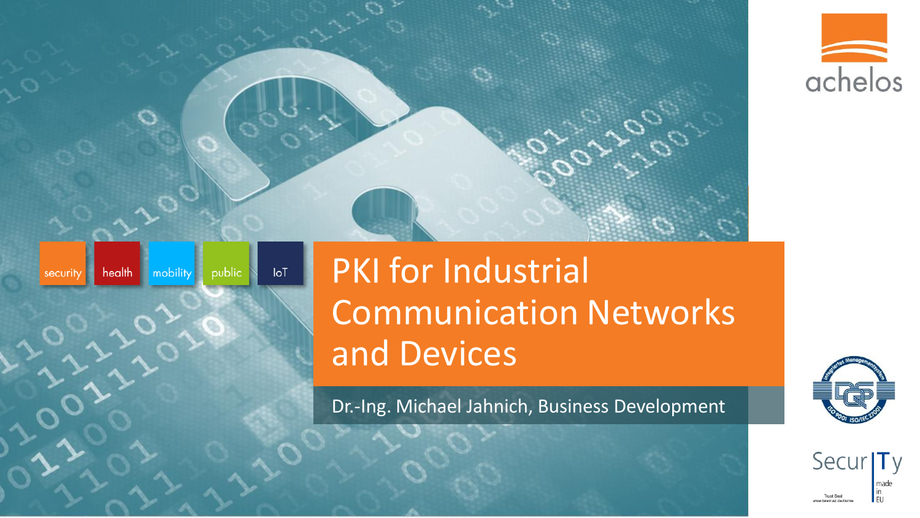security health mobility public IoT

# PKI for Industrial Communication Networks and Devices

Dr.-Ing. Michael Jahnich, Business Development

achelos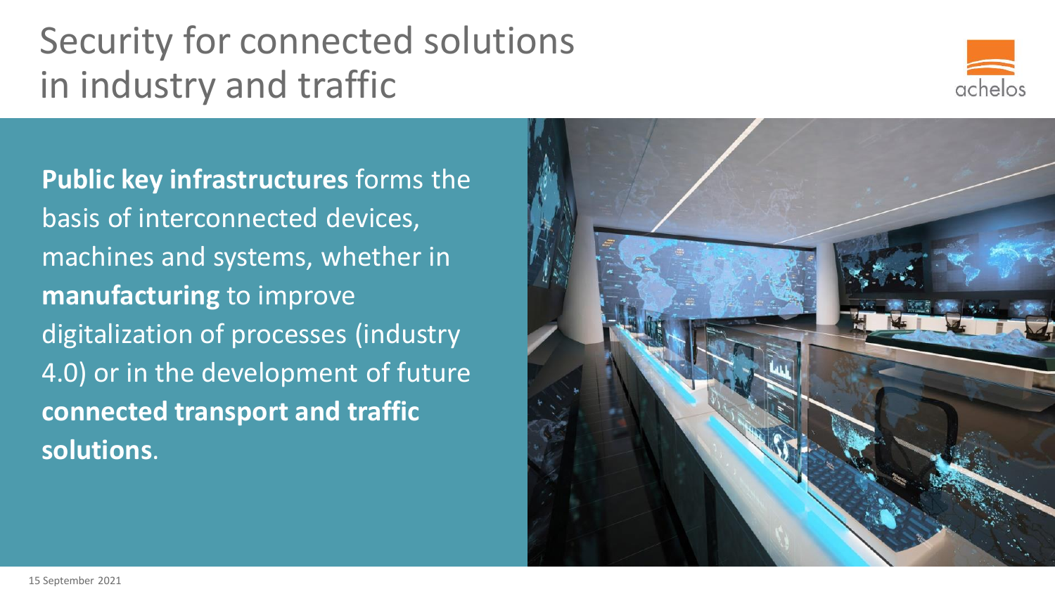# Security for connected solutions in industry and traffic

**Public key infrastructures** forms the basis of interconnected devices, machines and systems, whether in **manufacturing** to improve digitalization of processes (industry 4.0) or in the development of future **connected transport and traffic solutions**.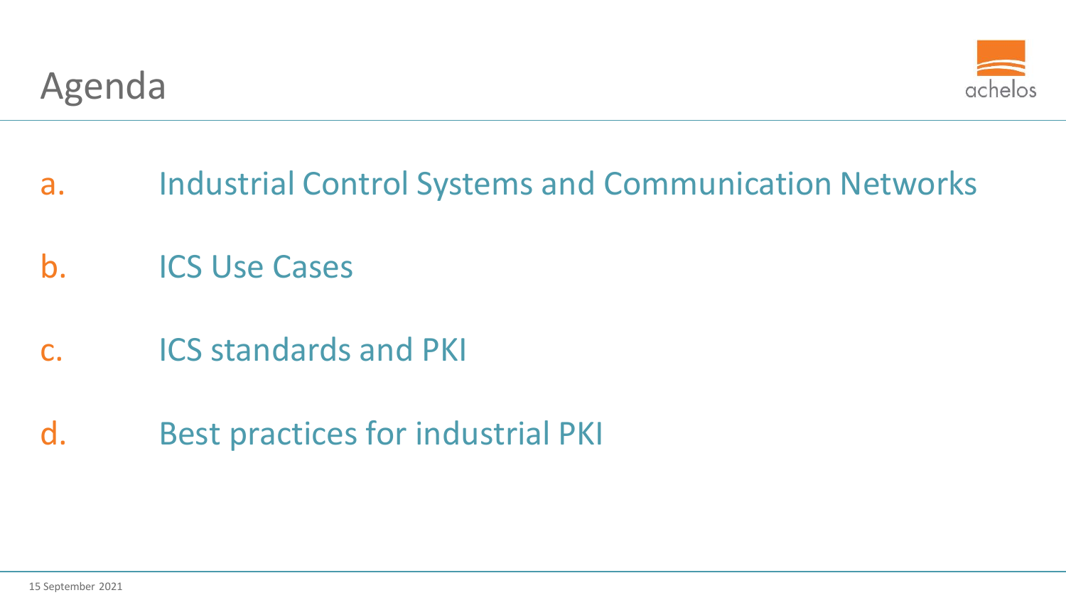# Agenda

a. Industrial Control Systems and Communication Networks

b. ICS Use Cases

c. ICS standards and PKI

d. Best practices for industrial PKI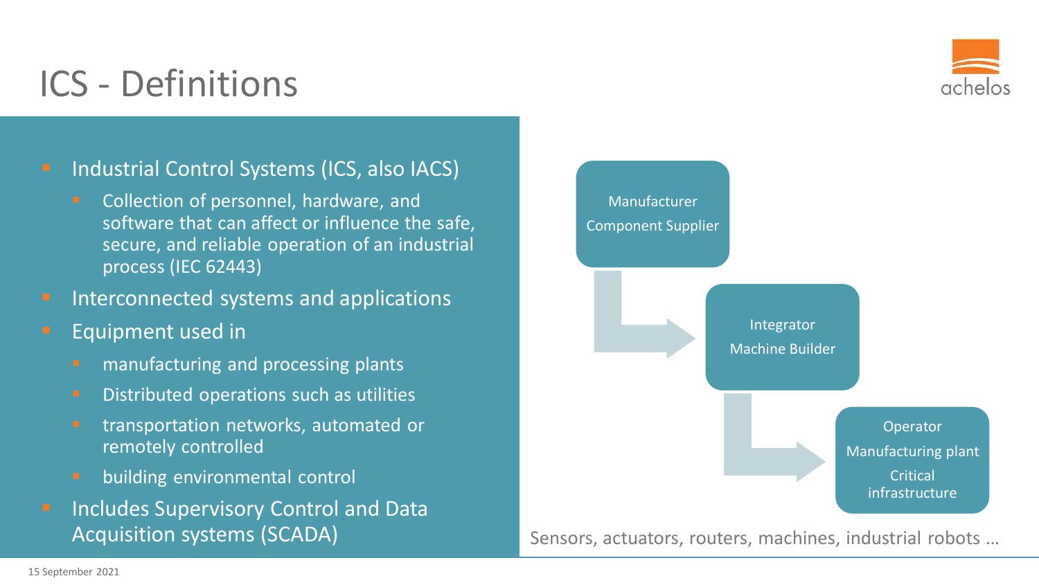# ICS - Definitions

- Industrial Control Systems (ICS, also IACS)
  - Collection of personnel, hardware, and software that can affect or influence the safe, secure, and reliable operation of an industrial process (IEC 62443)
- Interconnected systems and applications
- Equipment used in
  - manufacturing and processing plants
  - Distributed operations such as utilities
  - transportation networks, automated or remotely controlled
  - building environmental control
- Includes Supervisory Control and Data Acquisition systems (SCADA)

Manufacturer
Component Supplier

Integrator
Machine Builder

Operator
Manufacturing plant
Critical infrastructure

Sensors, actuators, routers, machines, industrial robots …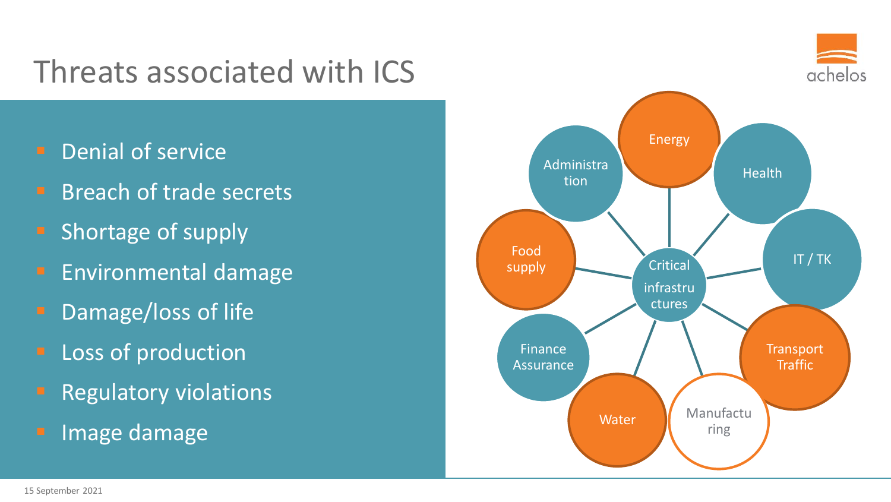# Threats associated with ICS

- Denial of service
- Breach of trade secrets
- Shortage of supply
- Environmental damage
- Damage/loss of life
- Loss of production
- Regulatory violations
- Image damage

Critical infrastructures

- Energy
- Health
- IT / TK
- Transport Traffic
- Manufacturing
- Water
- Finance Assurance
- Food supply
- Administration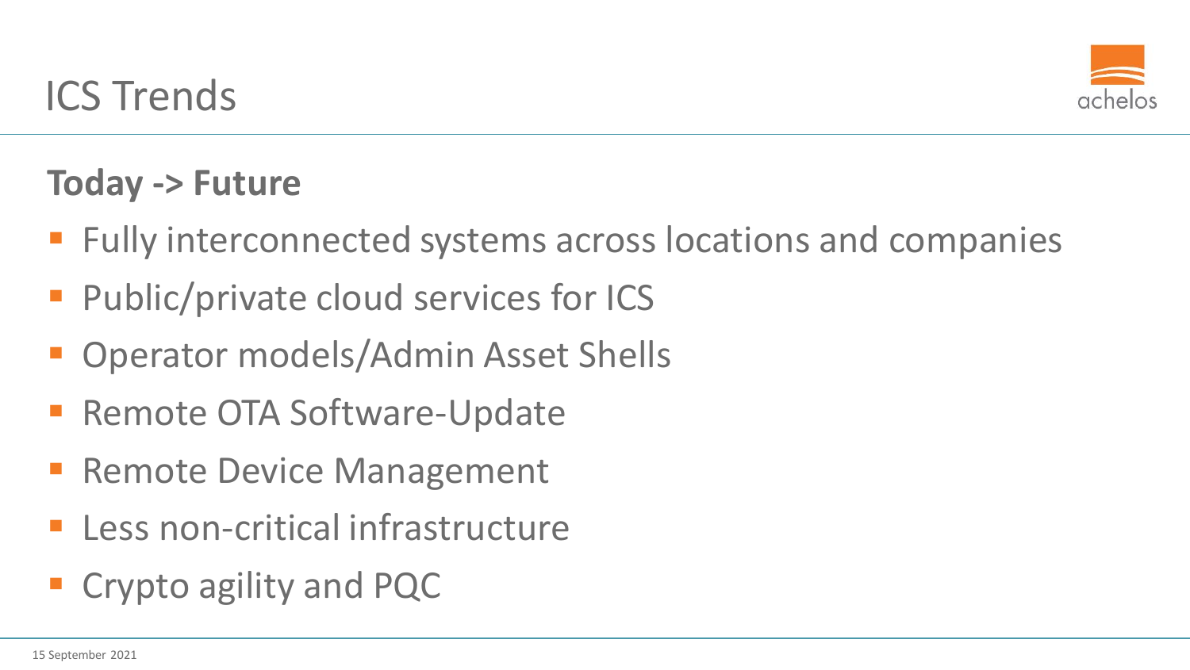# ICS Trends

**Today -> Future**

- Fully interconnected systems across locations and companies
- Public/private cloud services for ICS
- Operator models/Admin Asset Shells
- Remote OTA Software-Update
- Remote Device Management
- Less non-critical infrastructure
- Crypto agility and PQC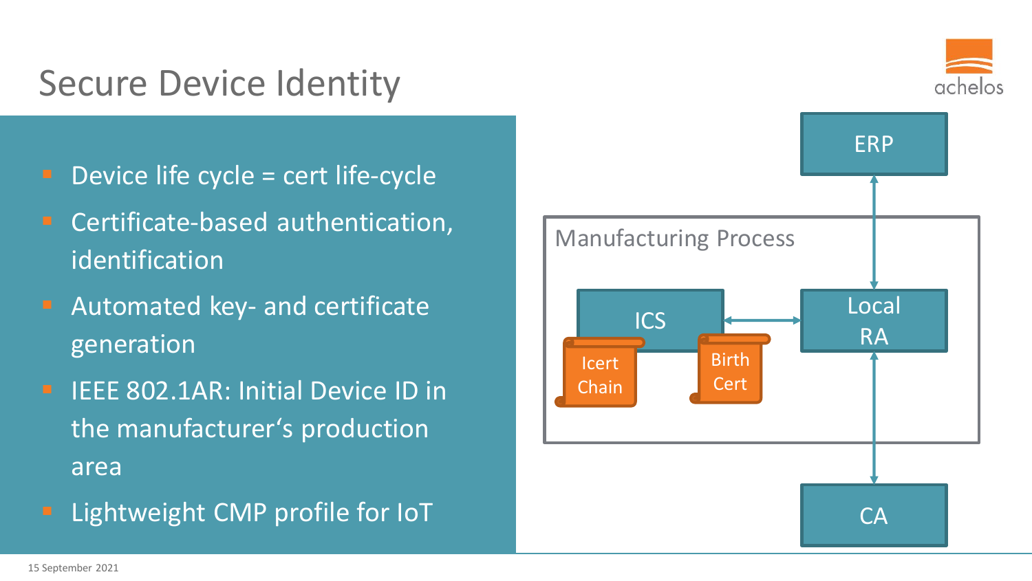# Secure Device Identity

- Device life cycle = cert life-cycle
- Certificate-based authentication, identification
- Automated key- and certificate generation
- IEEE 802.1AR: Initial Device ID in the manufacturer‘s production area
- Lightweight CMP profile for IoT

ERP

Manufacturing Process

ICS

Icert Chain

Birth Cert

Local RA

CA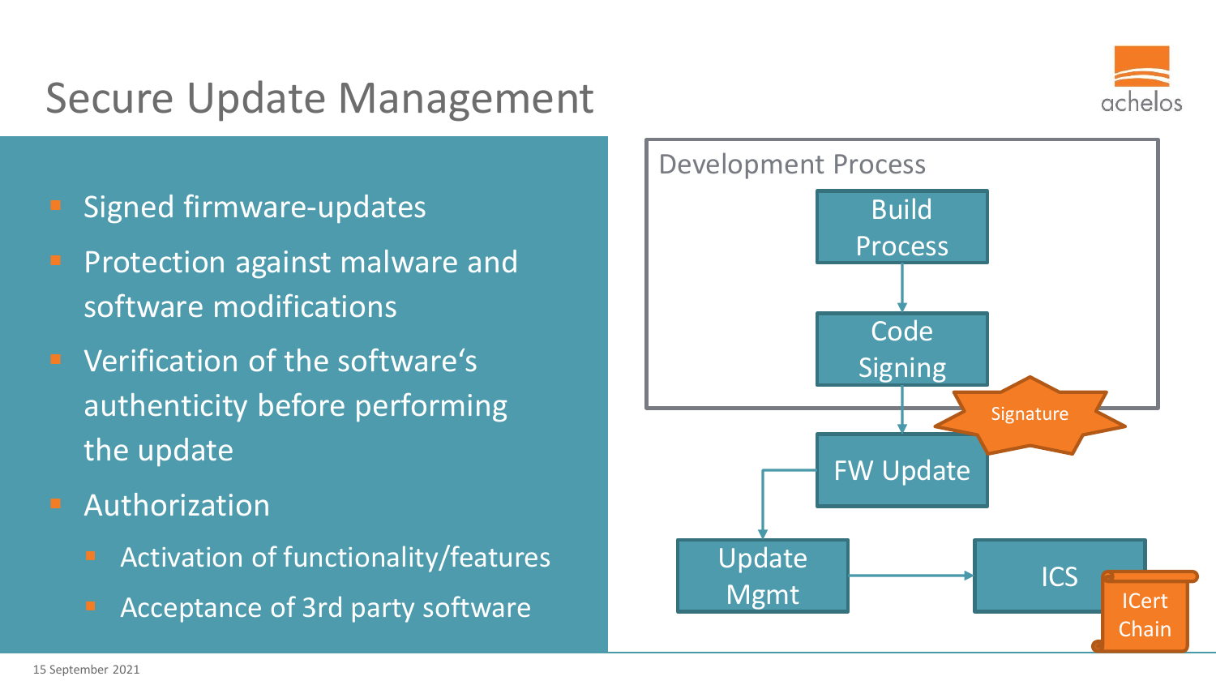# Secure Update Management

- Signed firmware-updates
- Protection against malware and software modifications
- Verification of the software‘s authenticity before performing the update
- Authorization
  - Activation of functionality/features
  - Acceptance of 3rd party software

Development Process

Build Process

Code Signing

Signature

FW Update

Update Mgmt

ICS

ICert Chain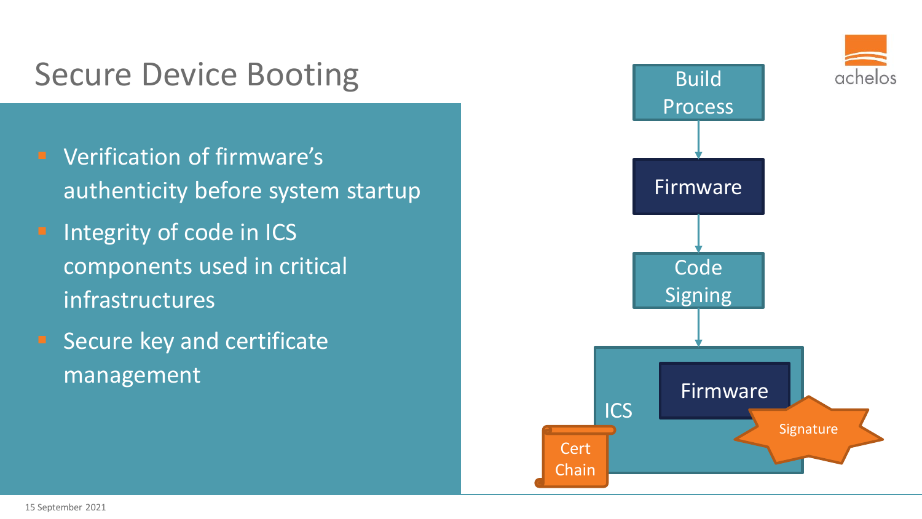# Secure Device Booting

- Verification of firmware's authenticity before system startup
- Integrity of code in ICS components used in critical infrastructures
- Secure key and certificate management

Build Process → Firmware → Code Signing → ICS (Firmware, Signature, Cert Chain)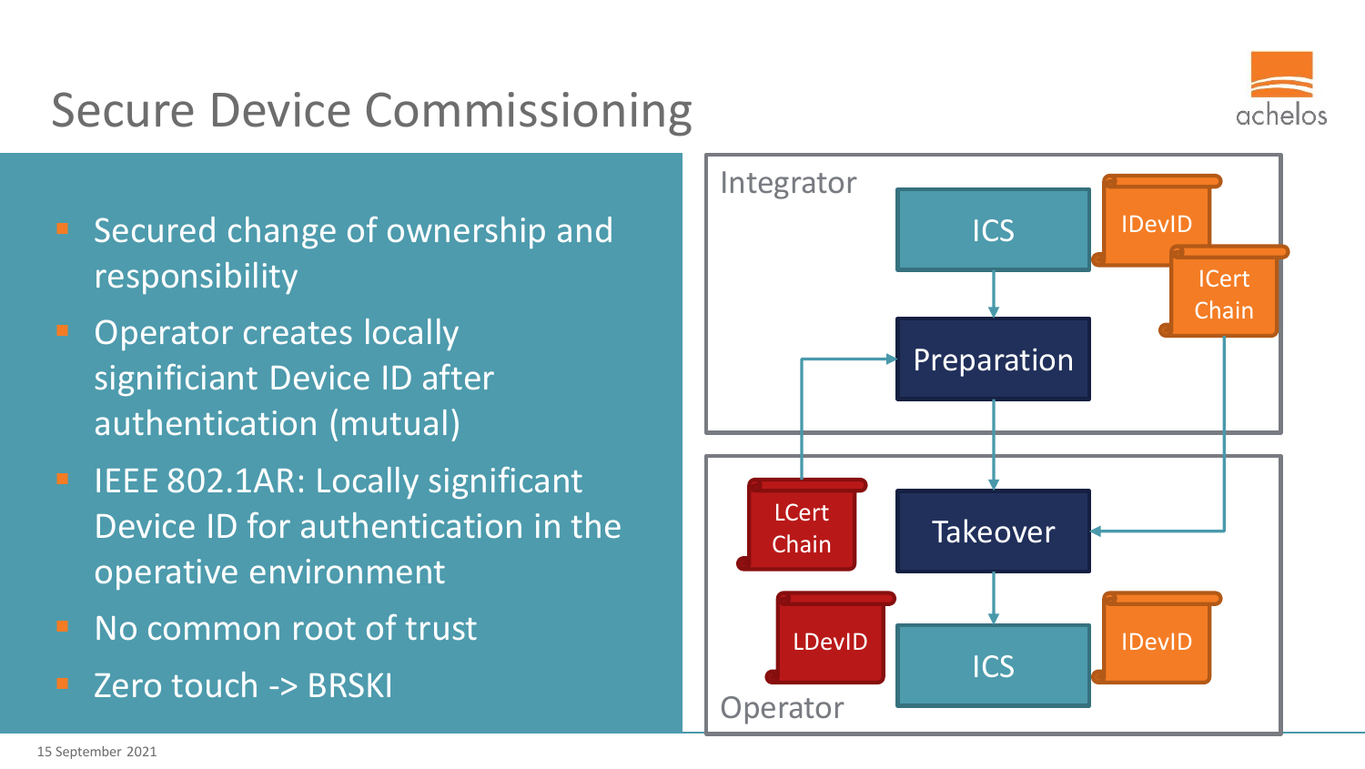# Secure Device Commissioning

- Secured change of ownership and responsibility
- Operator creates locally significiant Device ID after authentication (mutual)
- IEEE 802.1AR: Locally significant Device ID for authentication in the operative environment
- No common root of trust
- Zero touch -> BRSKI

Integrator

ICS

IDevID

ICert Chain

Preparation

LCert Chain

Takeover

LDevID

ICS

IDevID

Operator

15 September 2021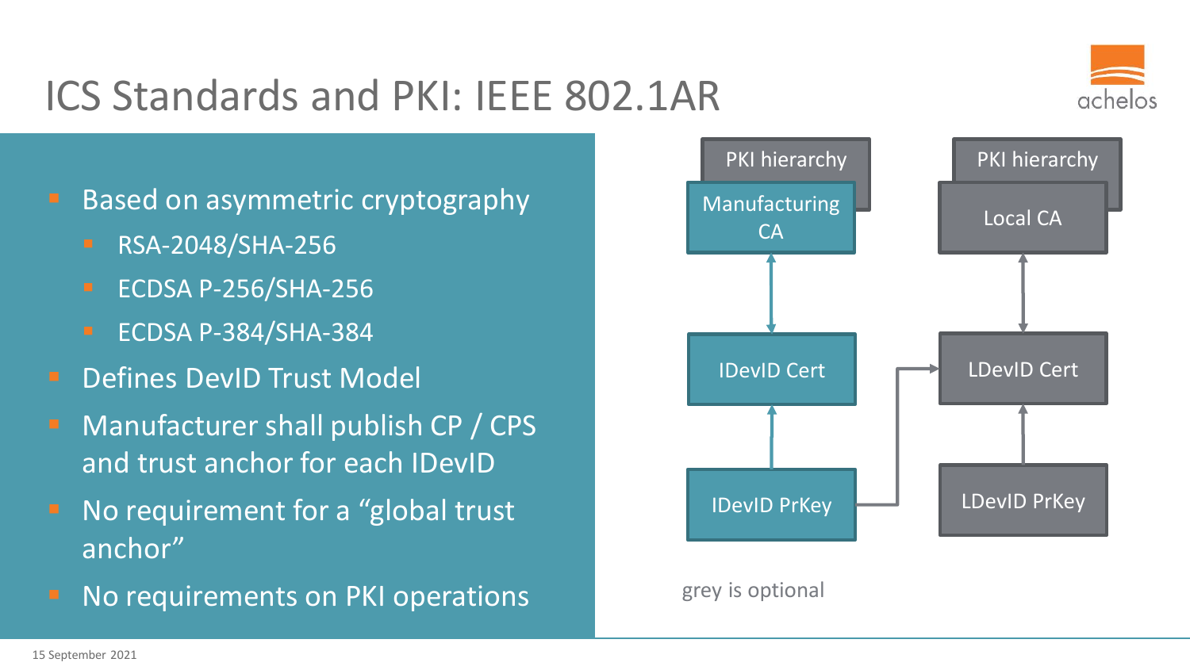# ICS Standards and PKI: IEEE 802.1AR

- Based on asymmetric cryptography
  - RSA-2048/SHA-256
  - ECDSA P-256/SHA-256
  - ECDSA P-384/SHA-384
- Defines DevID Trust Model
- Manufacturer shall publish CP / CPS and trust anchor for each IDevID
- No requirement for a "global trust anchor"
- No requirements on PKI operations

PKI hierarchy

Manufacturing CA

IDevID Cert

IDevID PrKey

PKI hierarchy

Local CA

LDevID Cert

LDevID PrKey

grey is optional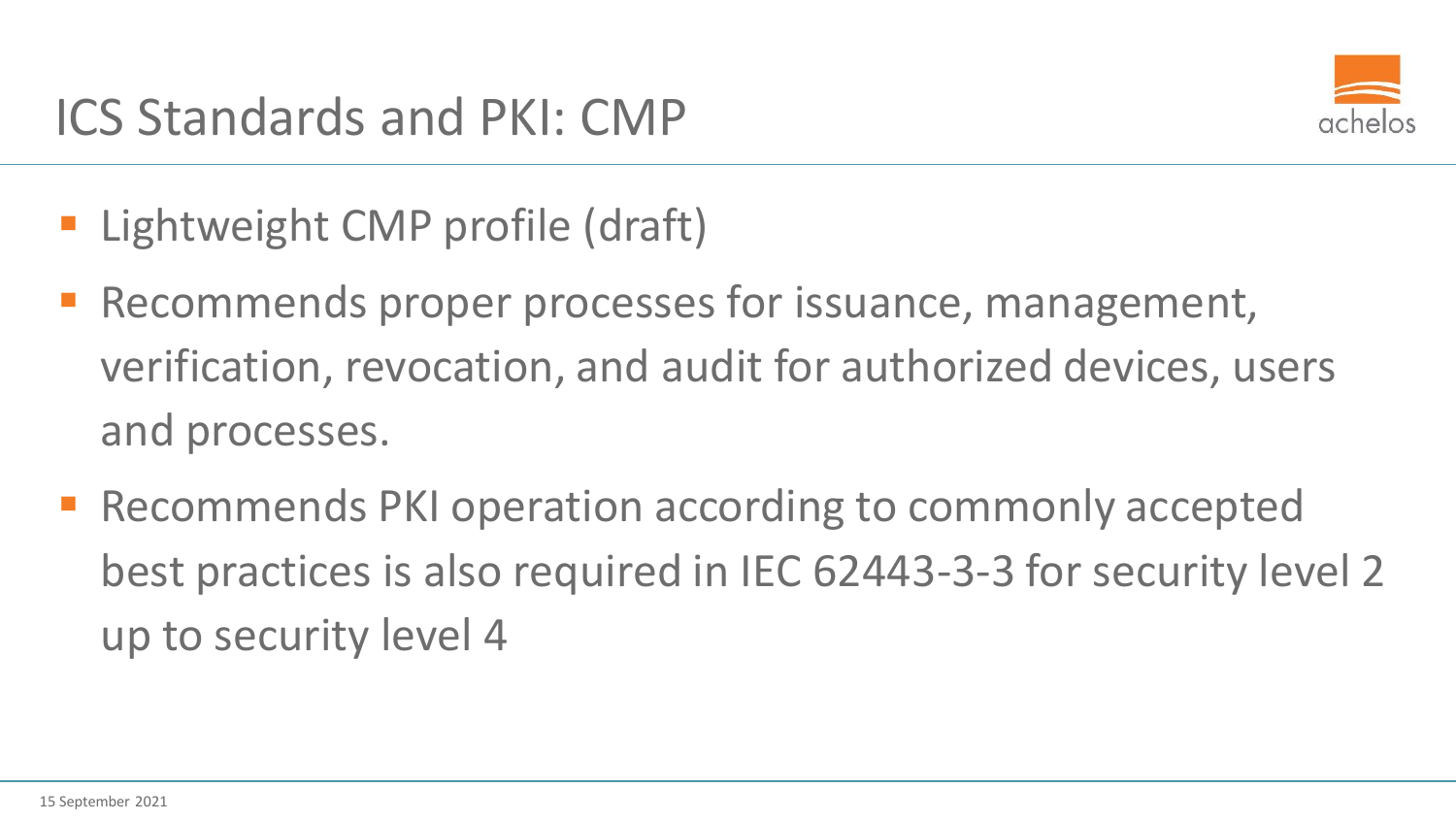# ICS Standards and PKI: CMP

- Lightweight CMP profile (draft)
- Recommends proper processes for issuance, management, verification, revocation, and audit for authorized devices, users and processes.
- Recommends PKI operation according to commonly accepted best practices is also required in IEC 62443-3-3 for security level 2 up to security level 4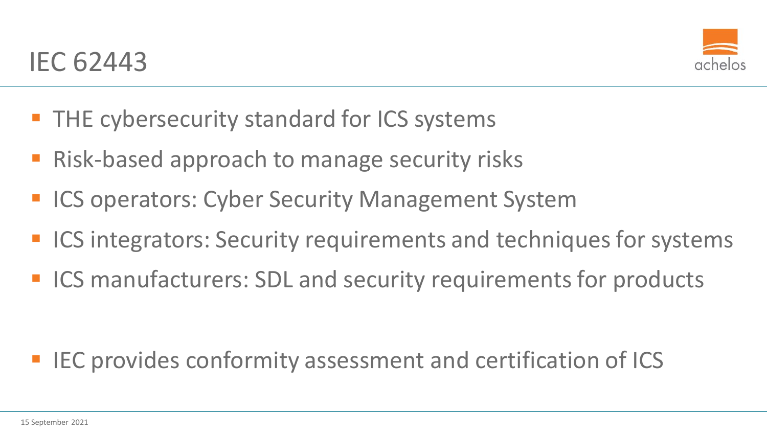# IEC 62443

- THE cybersecurity standard for ICS systems
- Risk-based approach to manage security risks
- ICS operators: Cyber Security Management System
- ICS integrators: Security requirements and techniques for systems
- ICS manufacturers: SDL and security requirements for products

- IEC provides conformity assessment and certification of ICS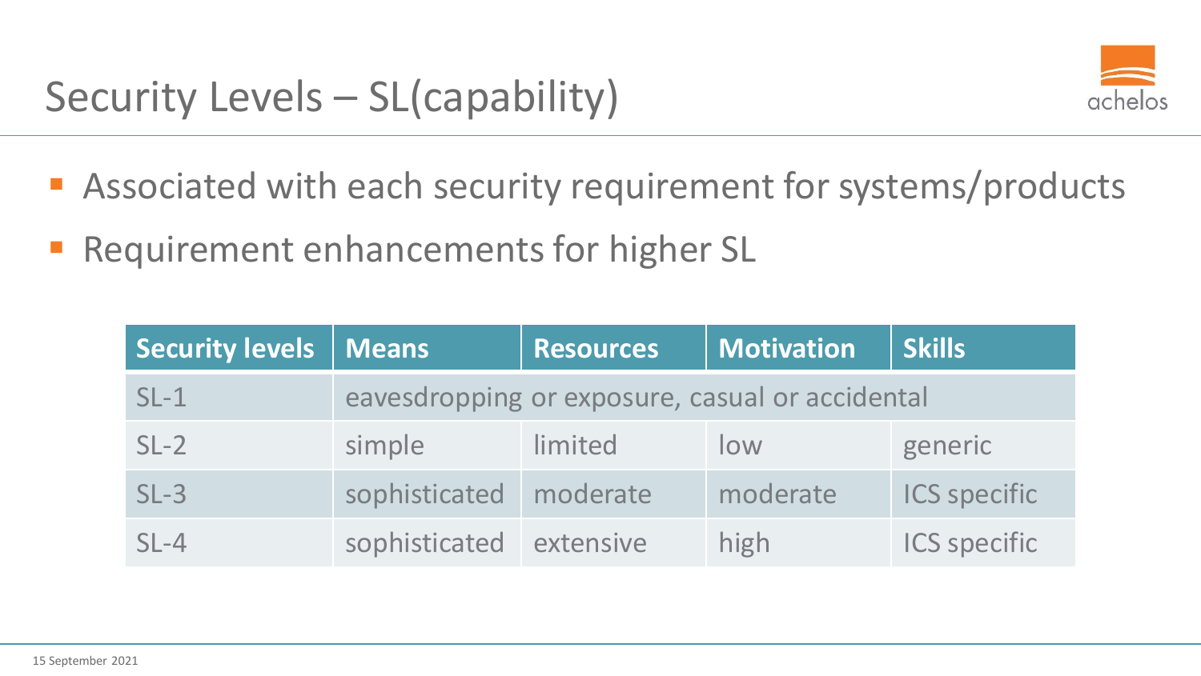# Security Levels – SL(capability)

- Associated with each security requirement for systems/products
- Requirement enhancements for higher SL

| Security levels | Means | Resources | Motivation | Skills |
|---|---|---|---|---|
| SL-1 | eavesdropping or exposure, casual or accidental | | | |
| SL-2 | simple | limited | low | generic |
| SL-3 | sophisticated | moderate | moderate | ICS specific |
| SL-4 | sophisticated | extensive | high | ICS specific |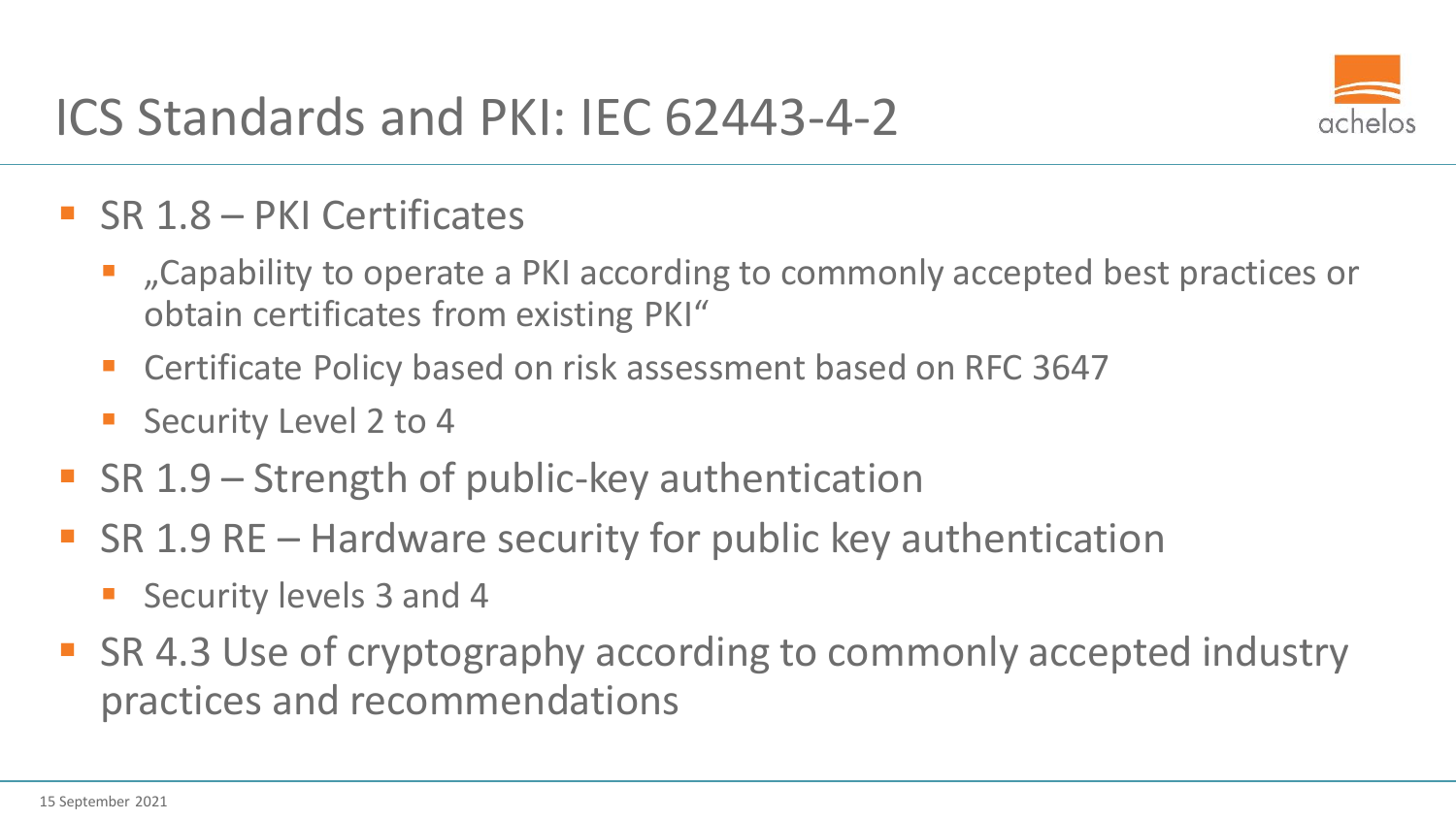# ICS Standards and PKI: IEC 62443-4-2

- SR 1.8 – PKI Certificates
  - „Capability to operate a PKI according to commonly accepted best practices or obtain certificates from existing PKI"
  - Certificate Policy based on risk assessment based on RFC 3647
  - Security Level 2 to 4
- SR 1.9 – Strength of public-key authentication
- SR 1.9 RE – Hardware security for public key authentication
  - Security levels 3 and 4
- SR 4.3 Use of cryptography according to commonly accepted industry practices and recommendations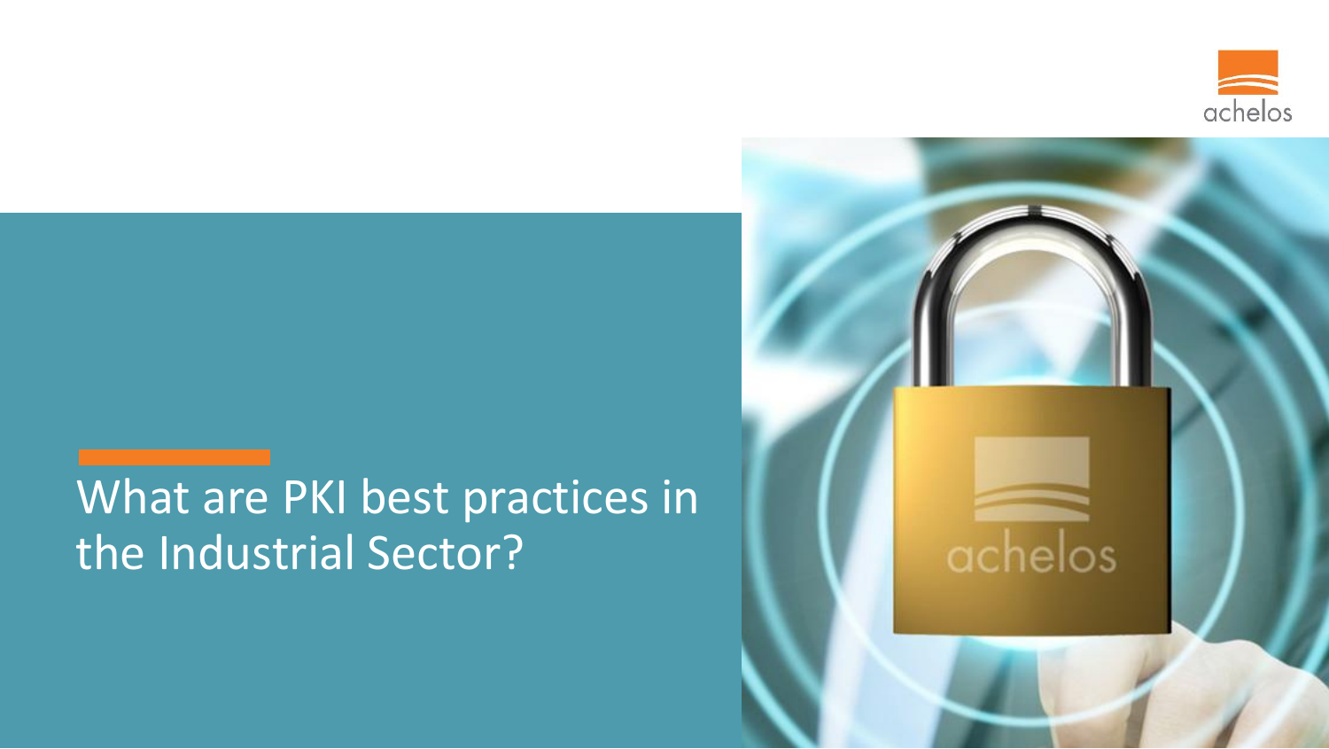# What are PKI best practices in the Industrial Sector?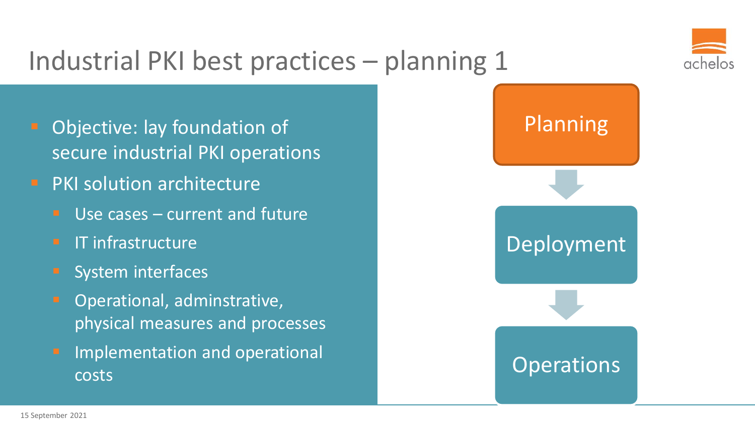# Industrial PKI best practices – planning 1

- Objective: lay foundation of secure industrial PKI operations
- PKI solution architecture
  - Use cases – current and future
  - IT infrastructure
  - System interfaces
  - Operational, adminstrative, physical measures and processes
  - Implementation and operational costs

Planning

Deployment

Operations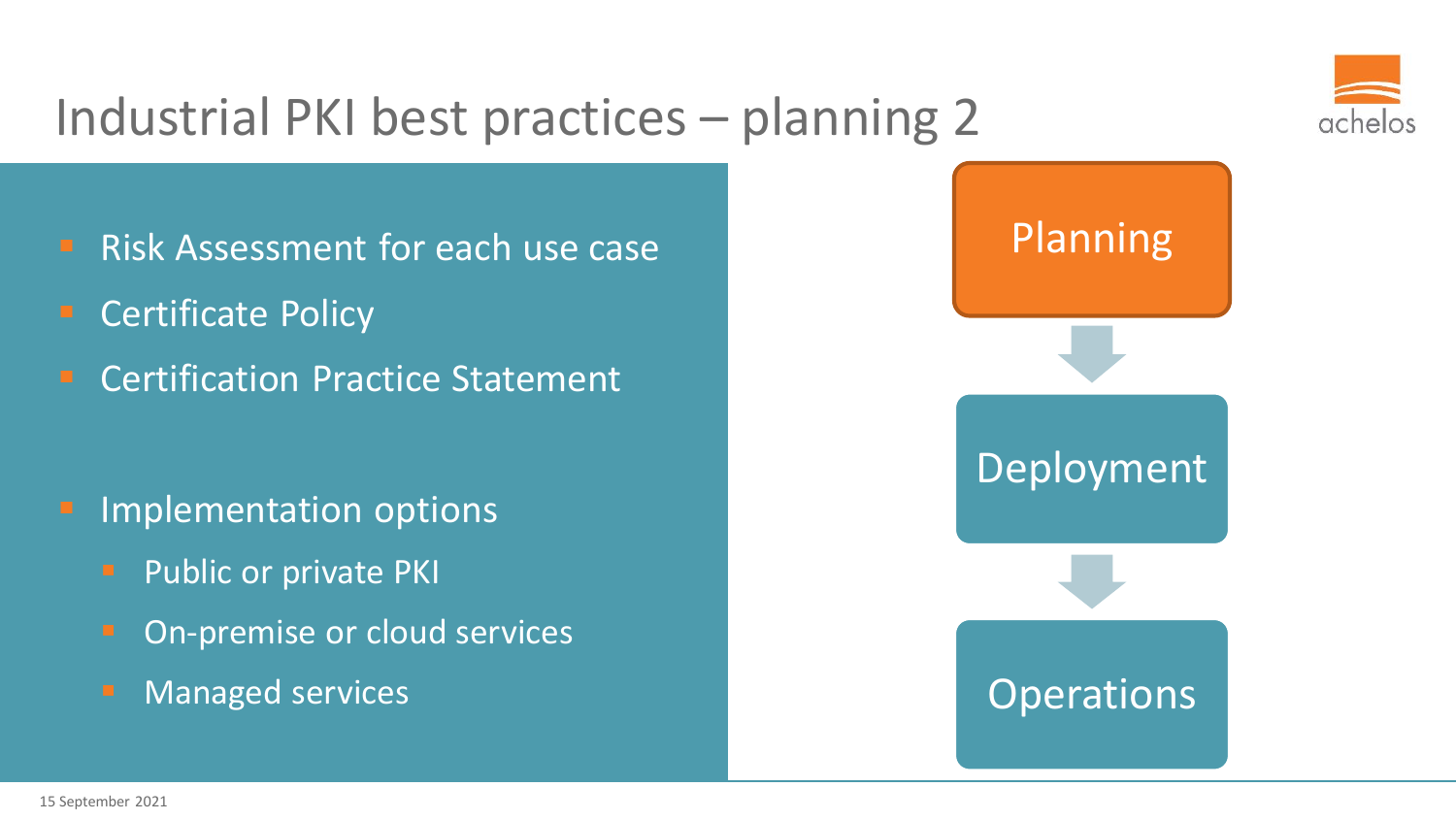# Industrial PKI best practices – planning 2

- Risk Assessment for each use case
- Certificate Policy
- Certification Practice Statement

- Implementation options
  - Public or private PKI
  - On-premise or cloud services
  - Managed services

Planning

Deployment

Operations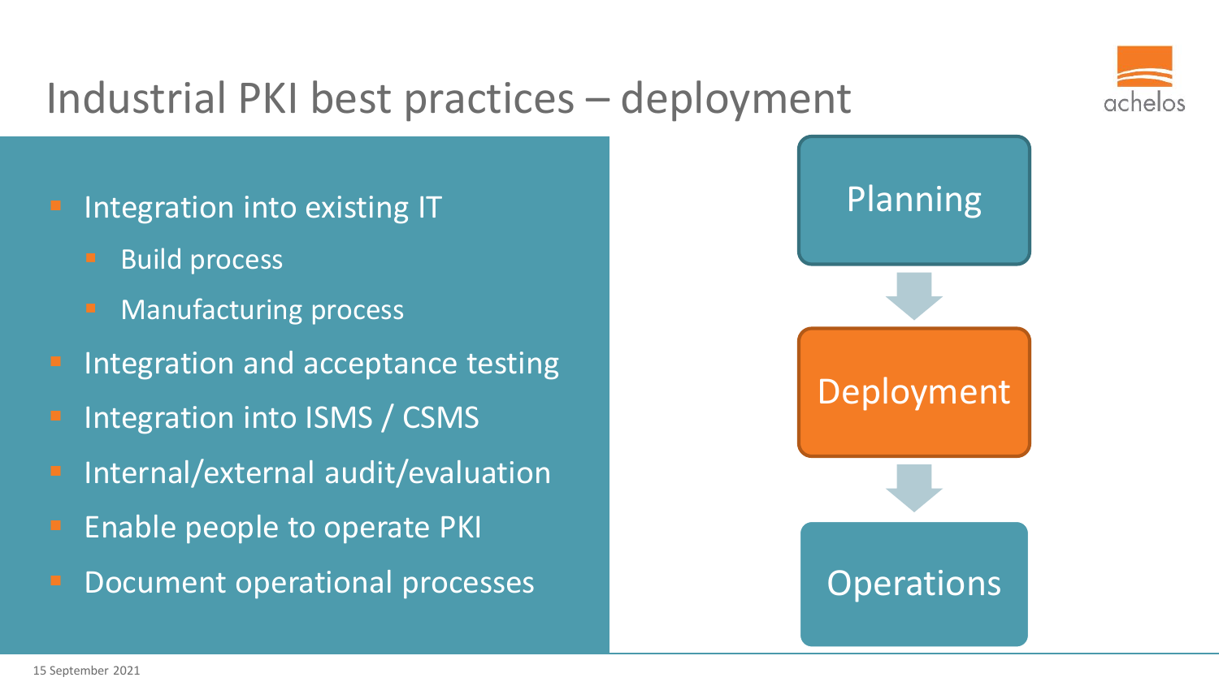# Industrial PKI best practices – deployment

- Integration into existing IT
  - Build process
  - Manufacturing process
- Integration and acceptance testing
- Integration into ISMS / CSMS
- Internal/external audit/evaluation
- Enable people to operate PKI
- Document operational processes

Planning → Deployment → Operations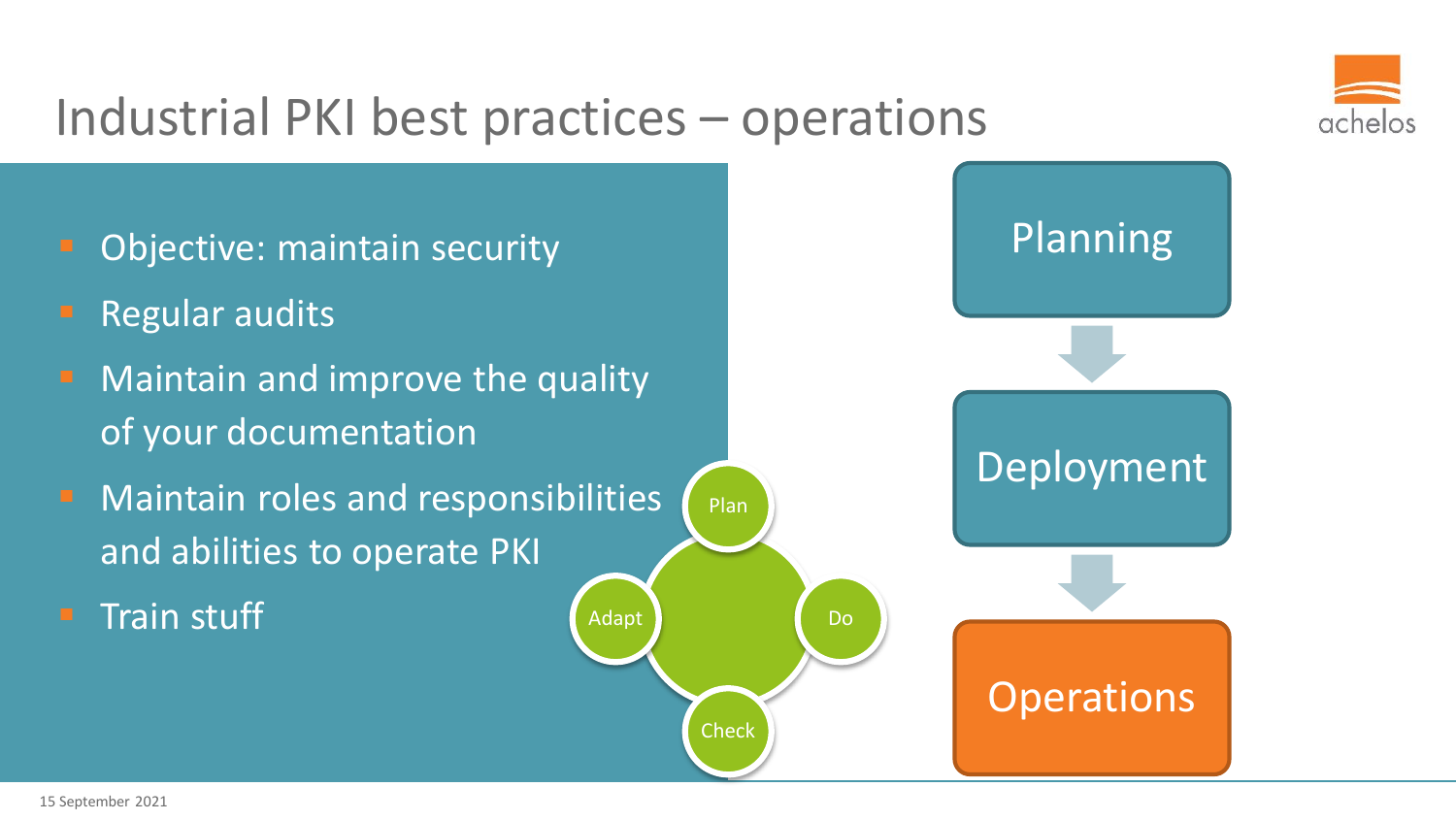# Industrial PKI best practices – operations

- Objective: maintain security
- Regular audits
- Maintain and improve the quality of your documentation
- Maintain roles and responsibilities and abilities to operate PKI
- Train stuff

Plan

Do

Check

Adapt

Planning

Deployment

Operations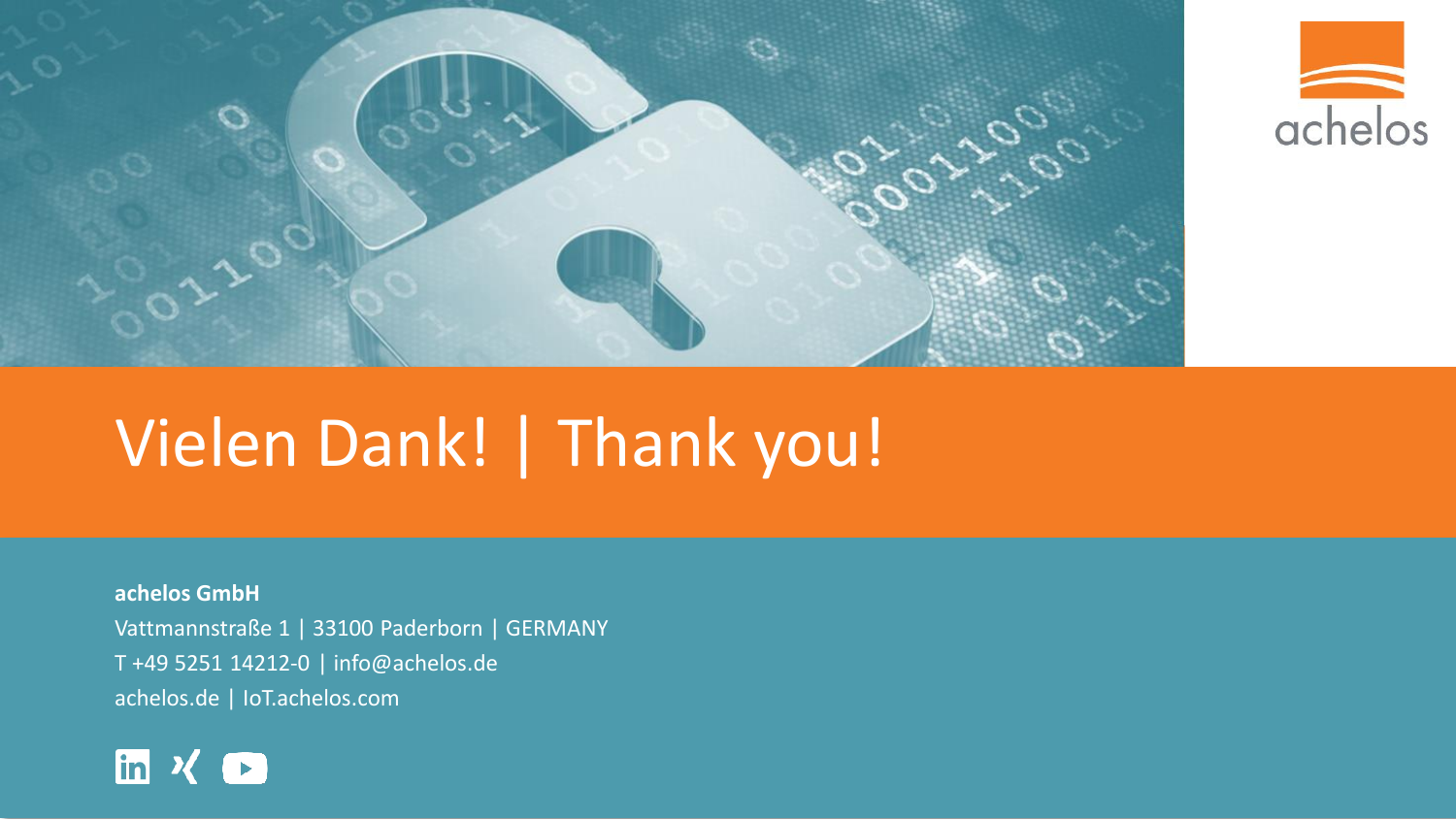# Vielen Dank! | Thank you!

**achelos GmbH**

Vattmannstraße 1 | 33100 Paderborn | GERMANY

T +49 5251 14212-0 | info@achelos.de

achelos.de | IoT.achelos.com